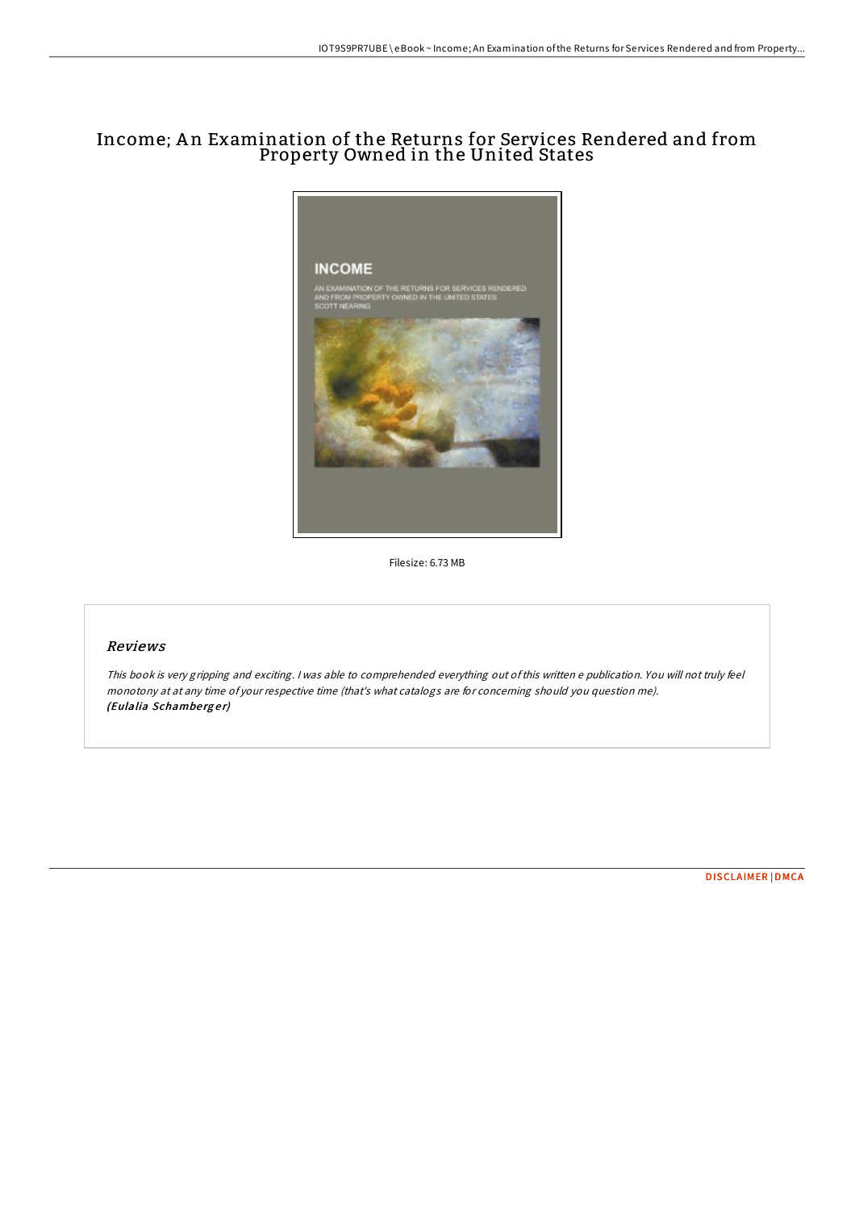# Income; An Examination of the Returns for Services Rendered and from Property Owned in the United States

Filesize: 6.73 MB

## *Reviews*

*This book is very gripping and exciting. I was able to comprehended everything out of this written e publication. You will not truly feel monotony at at any time of your respective time (that's what catalogs are for concerning should you question me).*
***(Eulalia Schamberger)***

DISCLAIMER | DMCA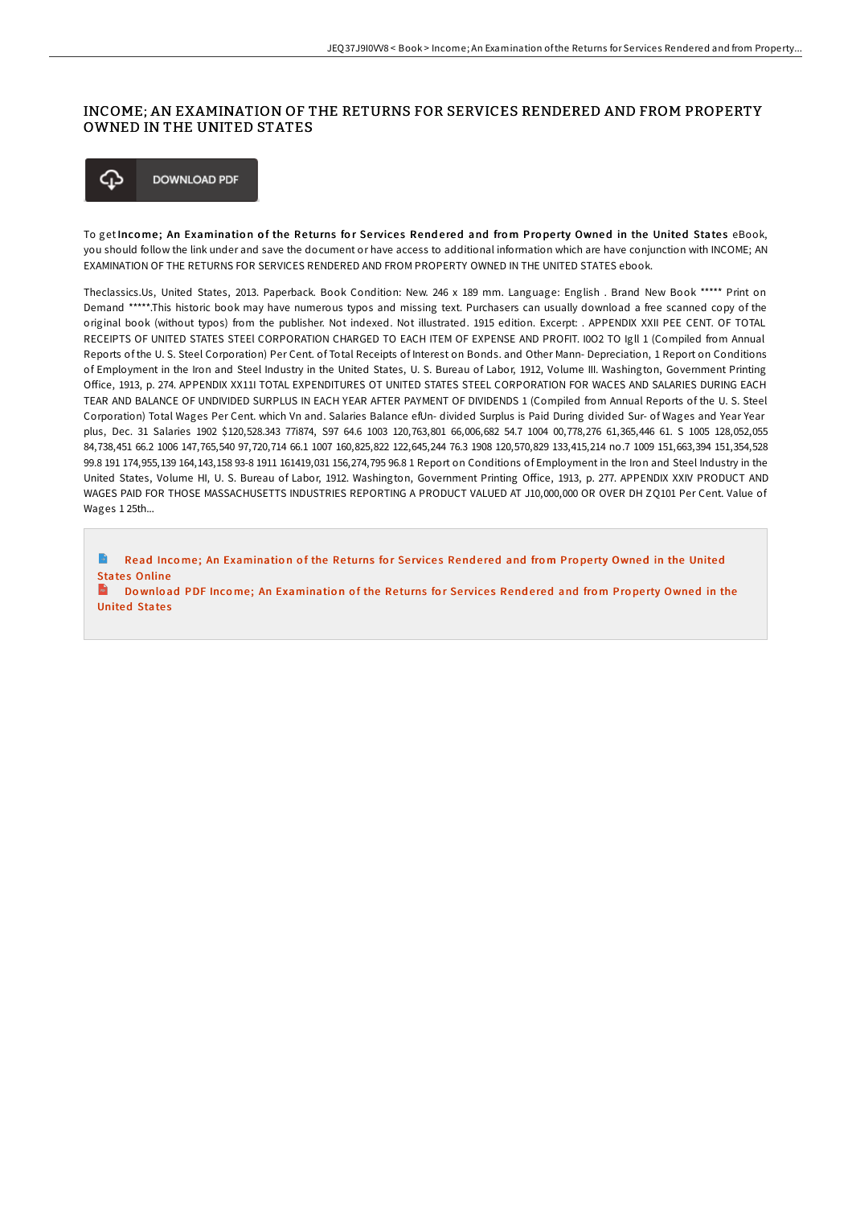# INCOME; AN EXAMINATION OF THE RETURNS FOR SERVICES RENDERED AND FROM PROPERTY OWNED IN THE UNITED STATES

DOWNLOAD PDF

To get **Income; An Examination of the Returns for Services Rendered and from Property Owned in the United States** eBook, you should follow the link under and save the document or have access to additional information which are have conjunction with INCOME; AN EXAMINATION OF THE RETURNS FOR SERVICES RENDERED AND FROM PROPERTY OWNED IN THE UNITED STATES ebook.

Theclassics.Us, United States, 2013. Paperback. Book Condition: New. 246 x 189 mm. Language: English . Brand New Book ***** Print on Demand *****.This historic book may have numerous typos and missing text. Purchasers can usually download a free scanned copy of the original book (without typos) from the publisher. Not indexed. Not illustrated. 1915 edition. Excerpt: . APPENDIX XXII PEE CENT. OF TOTAL RECEIPTS OF UNITED STATES STEEl CORPORATION CHARGED TO EACH ITEM OF EXPENSE AND PROFIT. I0O2 TO Igll 1 (Compiled from Annual Reports of the U. S. Steel Corporation) Per Cent. of Total Receipts of Interest on Bonds. and Other Mann- Depreciation, 1 Report on Conditions of Employment in the Iron and Steel Industry in the United States, U. S. Bureau of Labor, 1912, Volume III. Washington, Government Printing Office, 1913, p. 274. APPENDIX XX1lI TOTAL EXPENDITURES OT UNITED STATES STEEL CORPORATION FOR WACES AND SALARIES DURING EACH TEAR AND BALANCE OF UNDIVIDED SURPLUS IN EACH YEAR AFTER PAYMENT OF DIVIDENDS 1 (Compiled from Annual Reports of the U. S. Steel Corporation) Total Wages Per Cent. which Vn and. Salaries Balance efUn- divided Surplus is Paid During divided Sur- of Wages and Year Year plus, Dec. 31 Salaries 1902 $120,528.343 77i874, S97 64.6 1003 120,763,801 66,006,682 54.7 1004 00,778,276 61,365,446 61. S 1005 128,052,055 84,738,451 66.2 1006 147,765,540 97,720,714 66.1 1007 160,825,822 122,645,244 76.3 1908 120,570,829 133,415,214 no.7 1009 151,663,394 151,354,528 99.8 191 174,955,139 164,143,158 93-8 1911 161419,031 156,274,795 96.8 1 Report on Conditions of Employment in the Iron and Steel Industry in the United States, Volume HI, U. S. Bureau of Labor, 1912. Washington, Government Printing Office, 1913, p. 277. APPENDIX XXIV PRODUCT AND WAGES PAID FOR THOSE MASSACHUSETTS INDUSTRIES REPORTING A PRODUCT VALUED AT J10,000,000 OR OVER DH ZQ101 Per Cent. Value of Wages 1 25th...

- Read Income; An Examination of the Returns for Services Rendered and from Property Owned in the United States Online
- Download PDF Income; An Examination of the Returns for Services Rendered and from Property Owned in the United States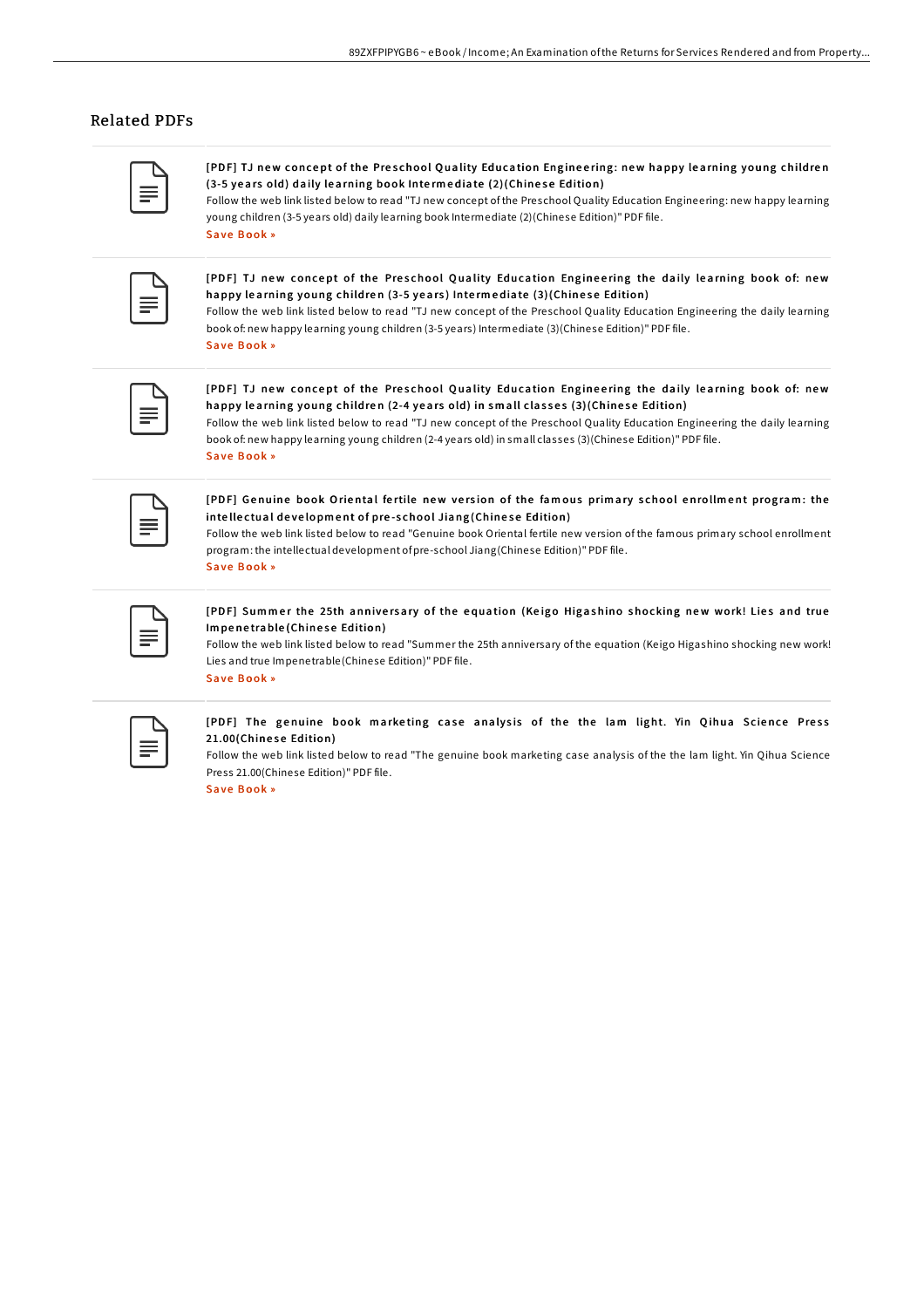## Related PDFs

[PDF] TJ new concept of the Preschool Quality Education Engineering: new happy learning young children (3-5 years old) daily learning book Intermediate (2)(Chinese Edition)

Follow the web link listed below to read "TJ new concept of the Preschool Quality Education Engineering: new happy learning young children (3-5 years old) daily learning book Intermediate (2)(Chinese Edition)" PDF file.

Save Book »

[PDF] TJ new concept of the Preschool Quality Education Engineering the daily learning book of: new happy learning young children (3-5 years) Intermediate (3)(Chinese Edition)

Follow the web link listed below to read "TJ new concept of the Preschool Quality Education Engineering the daily learning book of: new happy learning young children (3-5 years) Intermediate (3)(Chinese Edition)" PDF file.

Save Book »

[PDF] TJ new concept of the Preschool Quality Education Engineering the daily learning book of: new happy learning young children (2-4 years old) in small classes (3)(Chinese Edition)

Follow the web link listed below to read "TJ new concept of the Preschool Quality Education Engineering the daily learning book of: new happy learning young children (2-4 years old) in small classes (3)(Chinese Edition)" PDF file.

Save Book »

[PDF] Genuine book Oriental fertile new version of the famous primary school enrollment program: the intellectual development of pre-school Jiang(Chinese Edition)

Follow the web link listed below to read "Genuine book Oriental fertile new version of the famous primary school enrollment program: the intellectual development of pre-school Jiang(Chinese Edition)" PDF file.

Save Book »

[PDF] Summer the 25th anniversary of the equation (Keigo Higashino shocking new work! Lies and true Impenetrable(Chinese Edition)

Follow the web link listed below to read "Summer the 25th anniversary of the equation (Keigo Higashino shocking new work! Lies and true Impenetrable(Chinese Edition)" PDF file.

Save Book »

[PDF] The genuine book marketing case analysis of the the lam light. Yin Qihua Science Press 21.00(Chinese Edition)

Follow the web link listed below to read "The genuine book marketing case analysis of the the lam light. Yin Qihua Science Press 21.00(Chinese Edition)" PDF file.

Save Book »